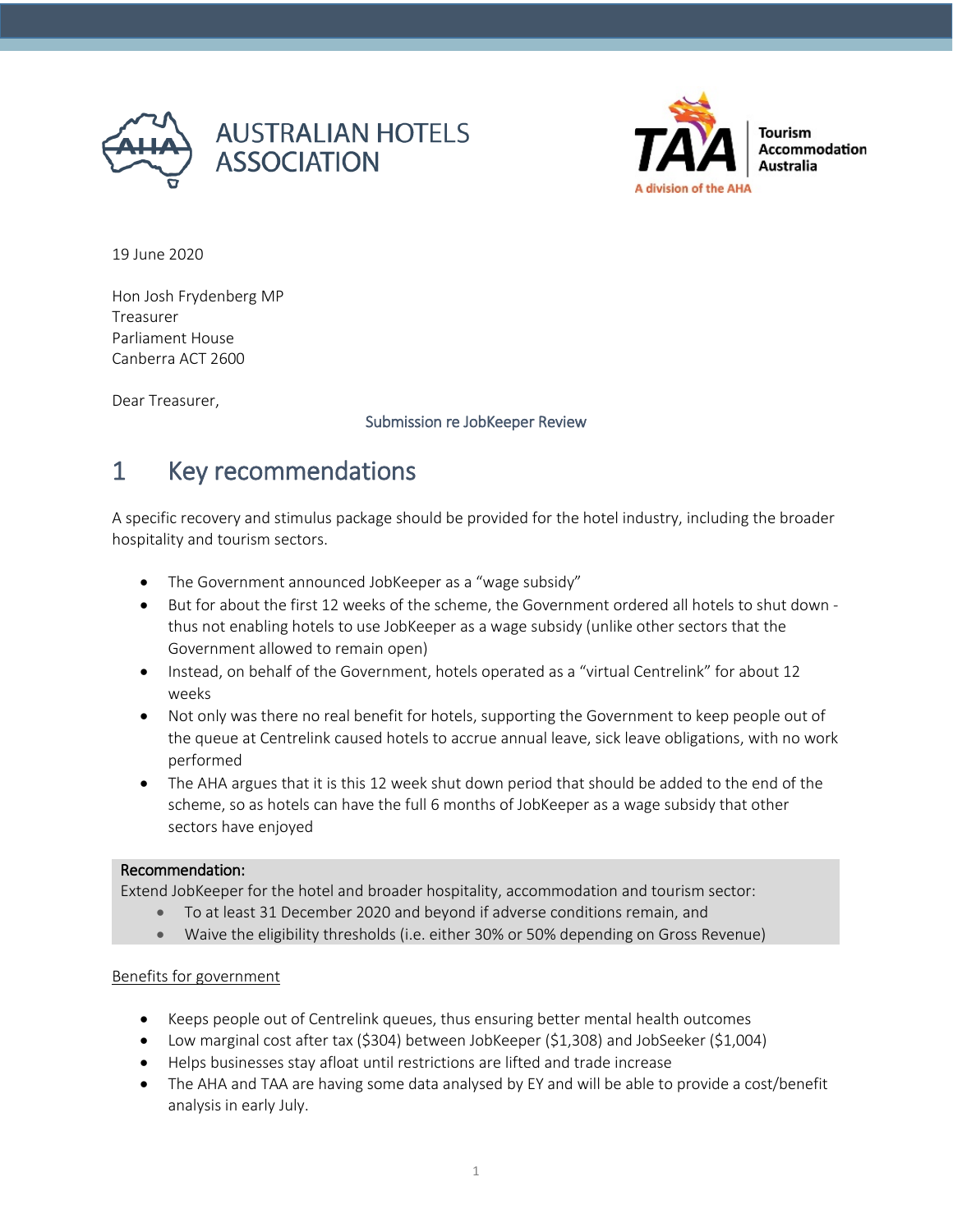AUSTRALIAN HOTELS ASSOCIATION

Tourism Accommodation Australia — A division of the AHA

19 June 2020

Hon Josh Frydenberg MP
Treasurer
Parliament House
Canberra ACT 2600

Dear Treasurer,

Submission re JobKeeper Review

# 1 Key recommendations

A specific recovery and stimulus package should be provided for the hotel industry, including the broader hospitality and tourism sectors.

- The Government announced JobKeeper as a "wage subsidy"
- But for about the first 12 weeks of the scheme, the Government ordered all hotels to shut down - thus not enabling hotels to use JobKeeper as a wage subsidy (unlike other sectors that the Government allowed to remain open)
- Instead, on behalf of the Government, hotels operated as a "virtual Centrelink" for about 12 weeks
- Not only was there no real benefit for hotels, supporting the Government to keep people out of the queue at Centrelink caused hotels to accrue annual leave, sick leave obligations, with no work performed
- The AHA argues that it is this 12 week shut down period that should be added to the end of the scheme, so as hotels can have the full 6 months of JobKeeper as a wage subsidy that other sectors have enjoyed

**Recommendation:**
Extend JobKeeper for the hotel and broader hospitality, accommodation and tourism sector:

- To at least 31 December 2020 and beyond if adverse conditions remain, and
- Waive the eligibility thresholds (i.e. either 30% or 50% depending on Gross Revenue)

Benefits for government

- Keeps people out of Centrelink queues, thus ensuring better mental health outcomes
- Low marginal cost after tax ($304) between JobKeeper ($1,308) and JobSeeker ($1,004)
- Helps businesses stay afloat until restrictions are lifted and trade increase
- The AHA and TAA are having some data analysed by EY and will be able to provide a cost/benefit analysis in early July.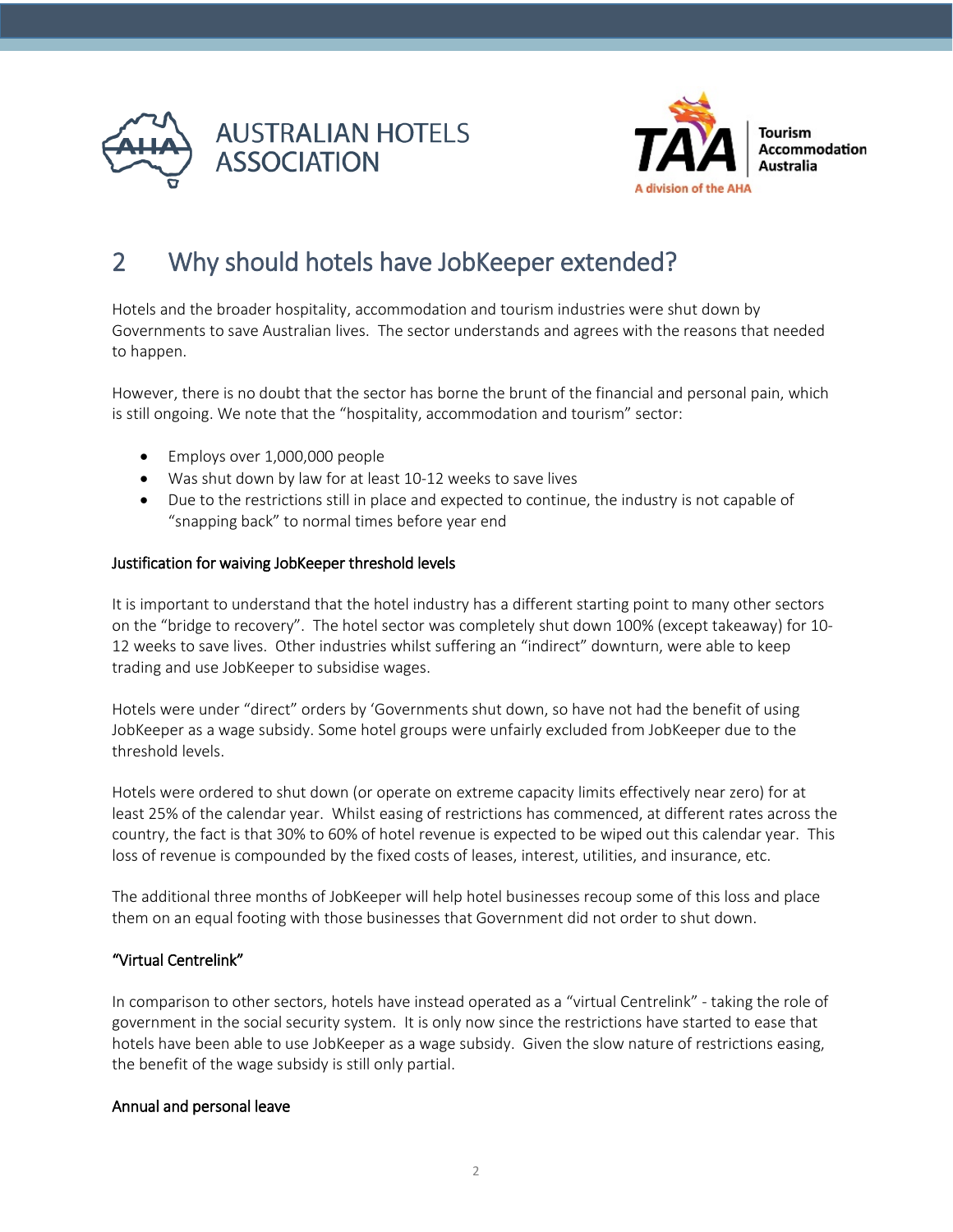# 2 Why should hotels have JobKeeper extended?

Hotels and the broader hospitality, accommodation and tourism industries were shut down by Governments to save Australian lives. The sector understands and agrees with the reasons that needed to happen.

However, there is no doubt that the sector has borne the brunt of the financial and personal pain, which is still ongoing. We note that the "hospitality, accommodation and tourism" sector:

- Employs over 1,000,000 people
- Was shut down by law for at least 10-12 weeks to save lives
- Due to the restrictions still in place and expected to continue, the industry is not capable of "snapping back" to normal times before year end

### Justification for waiving JobKeeper threshold levels

It is important to understand that the hotel industry has a different starting point to many other sectors on the "bridge to recovery". The hotel sector was completely shut down 100% (except takeaway) for 10-12 weeks to save lives. Other industries whilst suffering an "indirect" downturn, were able to keep trading and use JobKeeper to subsidise wages.

Hotels were under "direct" orders by 'Governments shut down, so have not had the benefit of using JobKeeper as a wage subsidy. Some hotel groups were unfairly excluded from JobKeeper due to the threshold levels.

Hotels were ordered to shut down (or operate on extreme capacity limits effectively near zero) for at least 25% of the calendar year. Whilst easing of restrictions has commenced, at different rates across the country, the fact is that 30% to 60% of hotel revenue is expected to be wiped out this calendar year. This loss of revenue is compounded by the fixed costs of leases, interest, utilities, and insurance, etc.

The additional three months of JobKeeper will help hotel businesses recoup some of this loss and place them on an equal footing with those businesses that Government did not order to shut down.

### "Virtual Centrelink"

In comparison to other sectors, hotels have instead operated as a "virtual Centrelink" - taking the role of government in the social security system. It is only now since the restrictions have started to ease that hotels have been able to use JobKeeper as a wage subsidy. Given the slow nature of restrictions easing, the benefit of the wage subsidy is still only partial.

### Annual and personal leave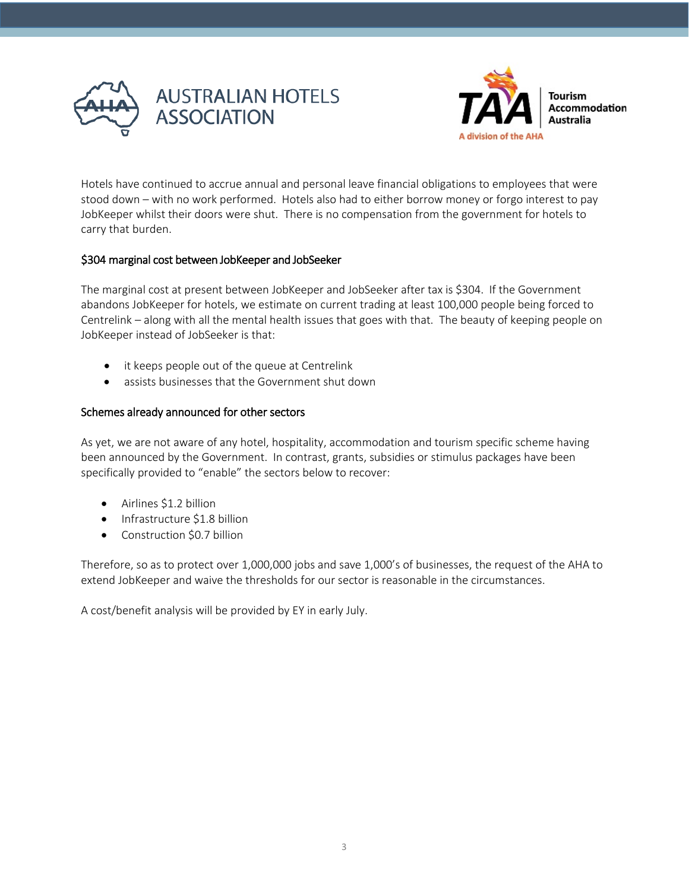Hotels have continued to accrue annual and personal leave financial obligations to employees that were stood down – with no work performed. Hotels also had to either borrow money or forgo interest to pay JobKeeper whilst their doors were shut. There is no compensation from the government for hotels to carry that burden.

## $304 marginal cost between JobKeeper and JobSeeker

The marginal cost at present between JobKeeper and JobSeeker after tax is $304. If the Government abandons JobKeeper for hotels, we estimate on current trading at least 100,000 people being forced to Centrelink – along with all the mental health issues that goes with that. The beauty of keeping people on JobKeeper instead of JobSeeker is that:

- it keeps people out of the queue at Centrelink
- assists businesses that the Government shut down

## Schemes already announced for other sectors

As yet, we are not aware of any hotel, hospitality, accommodation and tourism specific scheme having been announced by the Government. In contrast, grants, subsidies or stimulus packages have been specifically provided to "enable" the sectors below to recover:

- Airlines $1.2 billion
- Infrastructure $1.8 billion
- Construction $0.7 billion

Therefore, so as to protect over 1,000,000 jobs and save 1,000's of businesses, the request of the AHA to extend JobKeeper and waive the thresholds for our sector is reasonable in the circumstances.

A cost/benefit analysis will be provided by EY in early July.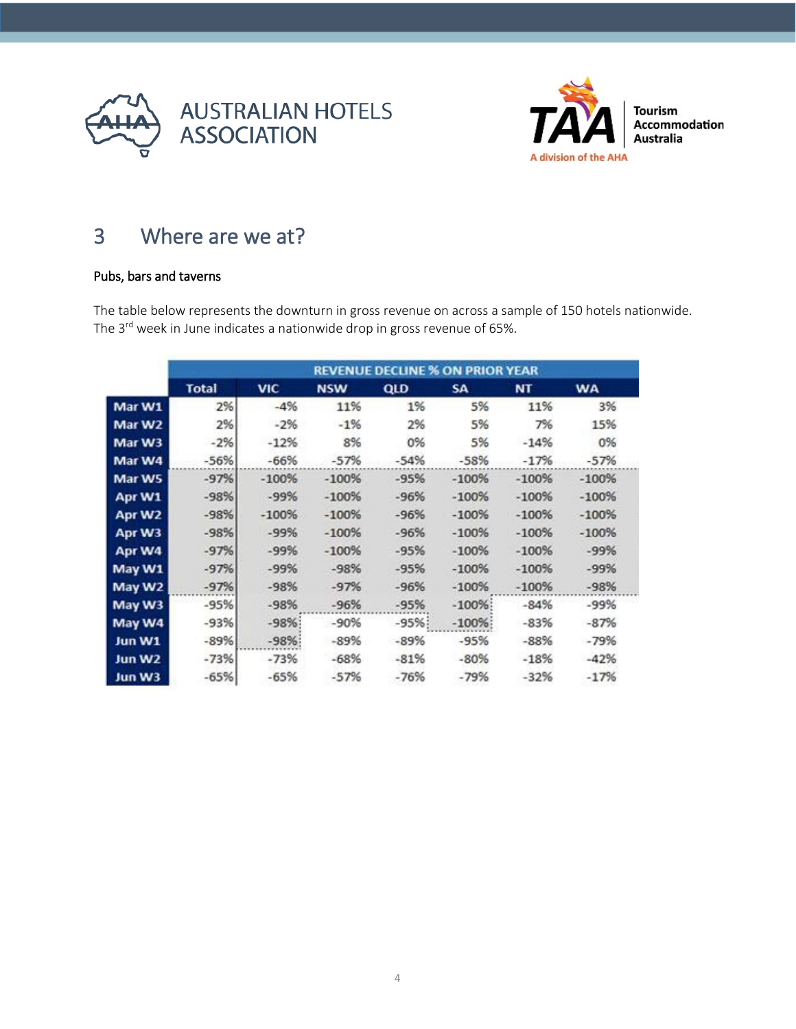AUSTRALIAN HOTELS ASSOCIATION

TAA Tourism Accommodation Australia — A division of the AHA

# 3 Where are we at?

### Pubs, bars and taverns

The table below represents the downturn in gross revenue on across a sample of 150 hotels nationwide. The 3rd week in June indicates a nationwide drop in gross revenue of 65%.

| | REVENUE DECLINE % ON PRIOR YEAR | | | | | | |
|---|---|---|---|---|---|---|---|
| | Total | VIC | NSW | QLD | SA | NT | WA |
| Mar W1 | 2% | -4% | 11% | 1% | 5% | 11% | 3% |
| Mar W2 | 2% | -2% | -1% | 2% | 5% | 7% | 15% |
| Mar W3 | -2% | -12% | 8% | 0% | 5% | -14% | 0% |
| Mar W4 | -56% | -66% | -57% | -54% | -58% | -17% | -57% |
| Mar W5 | -97% | -100% | -100% | -95% | -100% | -100% | -100% |
| Apr W1 | -98% | -99% | -100% | -96% | -100% | -100% | -100% |
| Apr W2 | -98% | -100% | -100% | -96% | -100% | -100% | -100% |
| Apr W3 | -98% | -99% | -100% | -96% | -100% | -100% | -100% |
| Apr W4 | -97% | -99% | -100% | -95% | -100% | -100% | -99% |
| May W1 | -97% | -99% | -98% | -95% | -100% | -100% | -99% |
| May W2 | -97% | -98% | -97% | -96% | -100% | -100% | -98% |
| May W3 | -95% | -98% | -96% | -95% | -100% | -84% | -99% |
| May W4 | -93% | -98% | -90% | -95% | -100% | -83% | -87% |
| Jun W1 | -89% | -98% | -89% | -89% | -95% | -88% | -79% |
| Jun W2 | -73% | -73% | -68% | -81% | -80% | -18% | -42% |
| Jun W3 | -65% | -65% | -57% | -76% | -79% | -32% | -17% |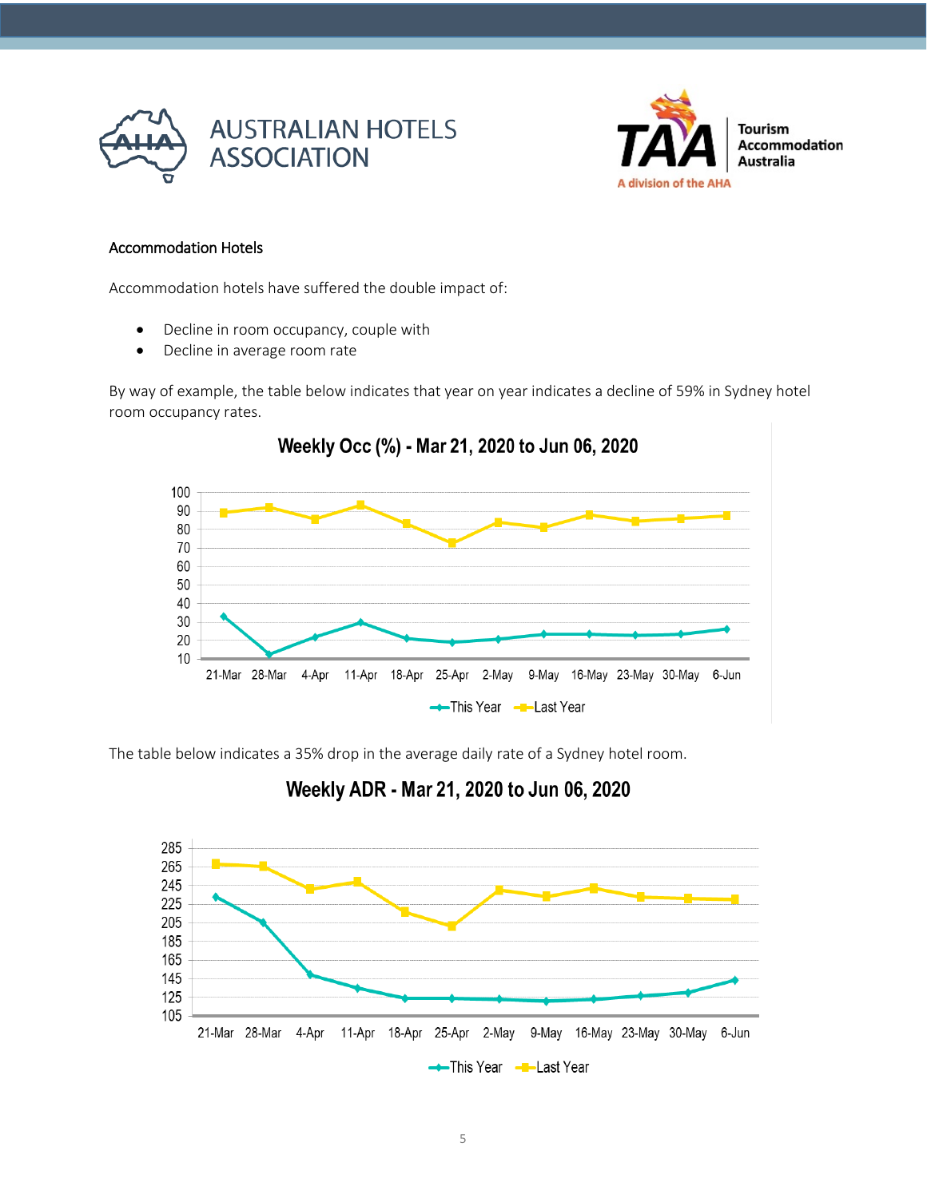AUSTRALIAN HOTELS ASSOCIATION

Tourism Accommodation Australia — A division of the AHA

## Accommodation Hotels

Accommodation hotels have suffered the double impact of:

- Decline in room occupancy, couple with
- Decline in average room rate

By way of example, the table below indicates that year on year indicates a decline of 59% in Sydney hotel room occupancy rates.

**Weekly Occ (%) - Mar 21, 2020 to Jun 06, 2020**

The table below indicates a 35% drop in the average daily rate of a Sydney hotel room.

**Weekly ADR - Mar 21, 2020 to Jun 06, 2020**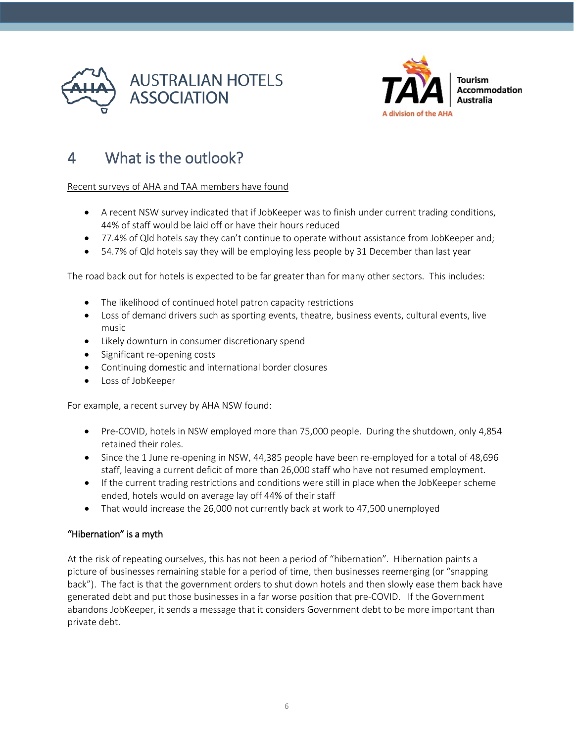# 4 What is the outlook?

Recent surveys of AHA and TAA members have found

- A recent NSW survey indicated that if JobKeeper was to finish under current trading conditions, 44% of staff would be laid off or have their hours reduced
- 77.4% of Qld hotels say they can't continue to operate without assistance from JobKeeper and;
- 54.7% of Qld hotels say they will be employing less people by 31 December than last year

The road back out for hotels is expected to be far greater than for many other sectors. This includes:

- The likelihood of continued hotel patron capacity restrictions
- Loss of demand drivers such as sporting events, theatre, business events, cultural events, live music
- Likely downturn in consumer discretionary spend
- Significant re-opening costs
- Continuing domestic and international border closures
- Loss of JobKeeper

For example, a recent survey by AHA NSW found:

- Pre-COVID, hotels in NSW employed more than 75,000 people. During the shutdown, only 4,854 retained their roles.
- Since the 1 June re-opening in NSW, 44,385 people have been re-employed for a total of 48,696 staff, leaving a current deficit of more than 26,000 staff who have not resumed employment.
- If the current trading restrictions and conditions were still in place when the JobKeeper scheme ended, hotels would on average lay off 44% of their staff
- That would increase the 26,000 not currently back at work to 47,500 unemployed

### "Hibernation" is a myth

At the risk of repeating ourselves, this has not been a period of "hibernation". Hibernation paints a picture of businesses remaining stable for a period of time, then businesses reemerging (or "snapping back"). The fact is that the government orders to shut down hotels and then slowly ease them back have generated debt and put those businesses in a far worse position that pre-COVID. If the Government abandons JobKeeper, it sends a message that it considers Government debt to be more important than private debt.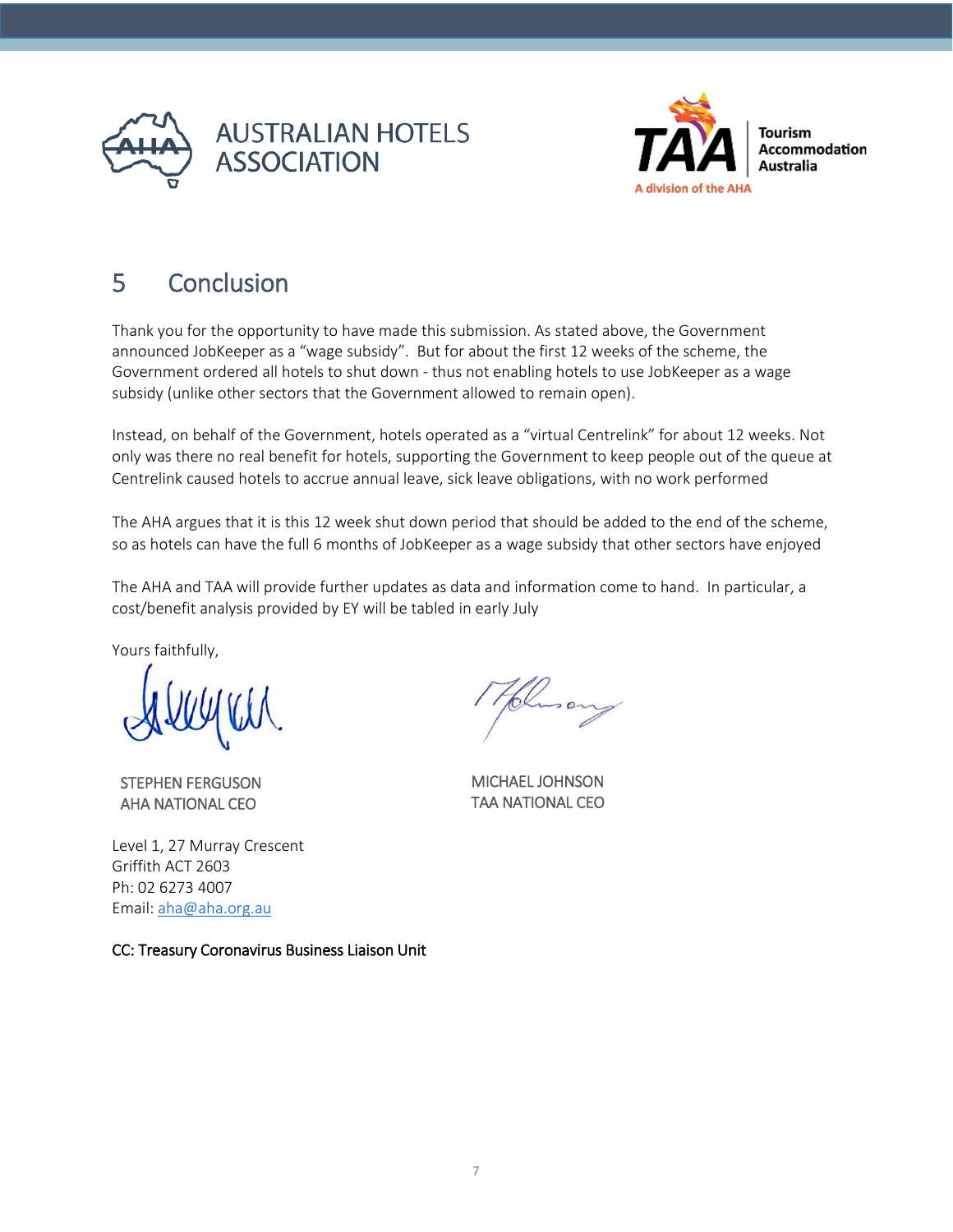AUSTRALIAN HOTELS ASSOCIATION

Tourism Accommodation Australia
A division of the AHA

# 5 Conclusion

Thank you for the opportunity to have made this submission. As stated above, the Government announced JobKeeper as a "wage subsidy". But for about the first 12 weeks of the scheme, the Government ordered all hotels to shut down - thus not enabling hotels to use JobKeeper as a wage subsidy (unlike other sectors that the Government allowed to remain open).

Instead, on behalf of the Government, hotels operated as a "virtual Centrelink" for about 12 weeks. Not only was there no real benefit for hotels, supporting the Government to keep people out of the queue at Centrelink caused hotels to accrue annual leave, sick leave obligations, with no work performed

The AHA argues that it is this 12 week shut down period that should be added to the end of the scheme, so as hotels can have the full 6 months of JobKeeper as a wage subsidy that other sectors have enjoyed

The AHA and TAA will provide further updates as data and information come to hand. In particular, a cost/benefit analysis provided by EY will be tabled in early July

Yours faithfully,

STEPHEN FERGUSON
AHA NATIONAL CEO

MICHAEL JOHNSON
TAA NATIONAL CEO

Level 1, 27 Murray Crescent
Griffith ACT 2603
Ph: 02 6273 4007
Email: aha@aha.org.au

CC: Treasury Coronavirus Business Liaison Unit